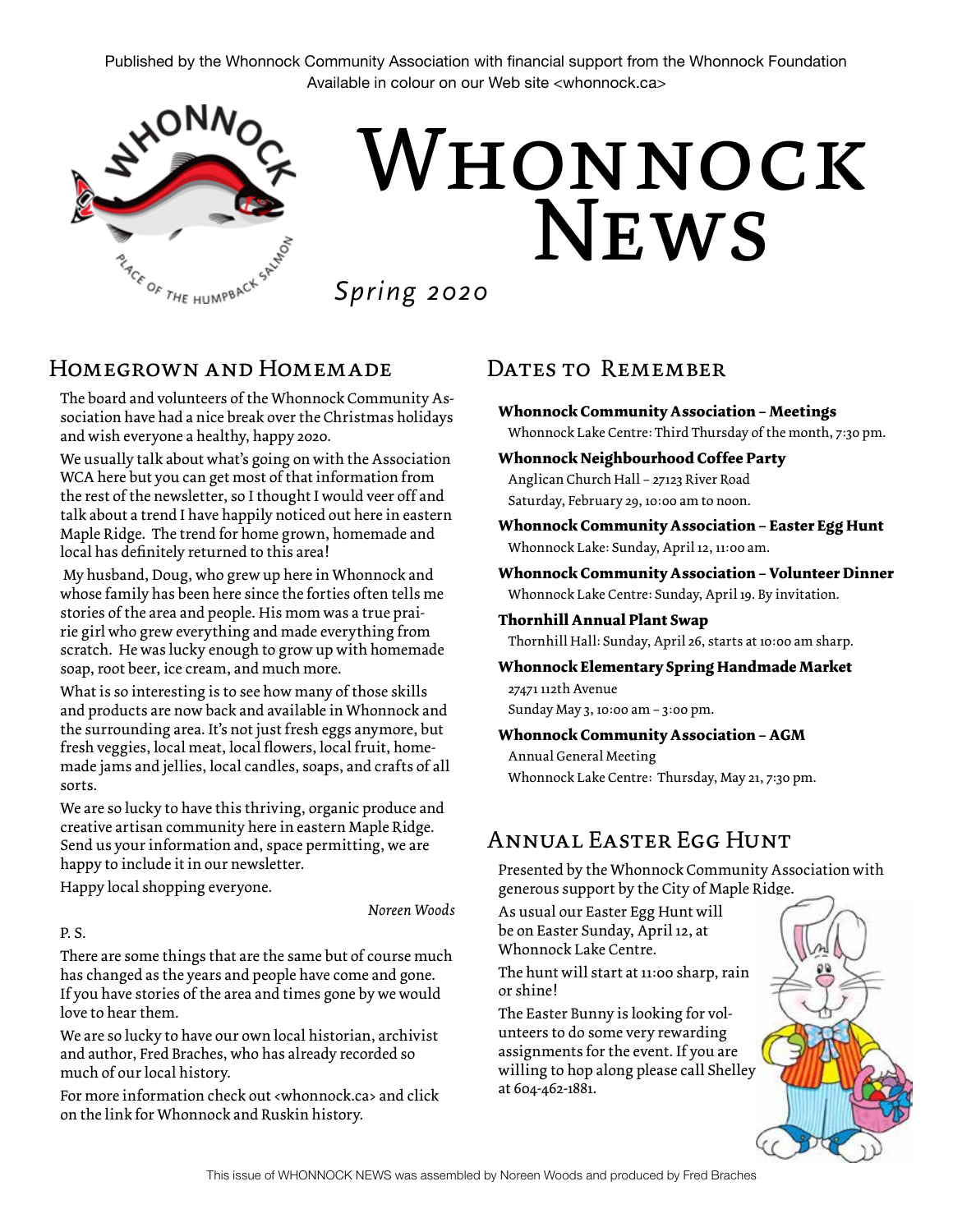Published by the Whonnock Community Association with financial support from the Whonnock Foundation
Available in colour on our Web site <whonnock.ca>

# Whonnock News

*Spring 2020*

## Homegrown and Homemade

The board and volunteers of the Whonnock Community Association have had a nice break over the Christmas holidays and wish everyone a healthy, happy 2020.

We usually talk about what's going on with the Association WCA here but you can get most of that information from the rest of the newsletter, so I thought I would veer off and talk about a trend I have happily noticed out here in eastern Maple Ridge. The trend for home grown, homemade and local has definitely returned to this area!

My husband, Doug, who grew up here in Whonnock and whose family has been here since the forties often tells me stories of the area and people. His mom was a true prairie girl who grew everything and made everything from scratch. He was lucky enough to grow up with homemade soap, root beer, ice cream, and much more.

What is so interesting is to see how many of those skills and products are now back and available in Whonnock and the surrounding area. It's not just fresh eggs anymore, but fresh veggies, local meat, local flowers, local fruit, homemade jams and jellies, local candles, soaps, and crafts of all sorts.

We are so lucky to have this thriving, organic produce and creative artisan community here in eastern Maple Ridge. Send us your information and, space permitting, we are happy to include it in our newsletter.

Happy local shopping everyone.

*Noreen Woods*

P. S.

There are some things that are the same but of course much has changed as the years and people have come and gone. If you have stories of the area and times gone by we would love to hear them.

We are so lucky to have our own local historian, archivist and author, Fred Braches, who has already recorded so much of our local history.

For more information check out <whonnock.ca> and click on the link for Whonnock and Ruskin history.

## Dates to Remember

**Whonnock Community Association – Meetings**
Whonnock Lake Centre: Third Thursday of the month, 7:30 pm.

**Whonnock Neighbourhood Coffee Party**
Anglican Church Hall – 27123 River Road
Saturday, February 29, 10:00 am to noon.

**Whonnock Community Association – Easter Egg Hunt**
Whonnock Lake: Sunday, April 12, 11:00 am.

**Whonnock Community Association – Volunteer Dinner**
Whonnock Lake Centre: Sunday, April 19. By invitation.

**Thornhill Annual Plant Swap**
Thornhill Hall: Sunday, April 26, starts at 10:00 am sharp.

**Whonnock Elementary Spring Handmade Market**
27471 112th Avenue
Sunday May 3, 10:00 am – 3:00 pm.

**Whonnock Community Association – AGM**
Annual General Meeting
Whonnock Lake Centre: Thursday, May 21, 7:30 pm.

## Annual Easter Egg Hunt

Presented by the Whonnock Community Association with generous support by the City of Maple Ridge.

As usual our Easter Egg Hunt will be on Easter Sunday, April 12, at Whonnock Lake Centre.

The hunt will start at 11:00 sharp, rain or shine!

The Easter Bunny is looking for volunteers to do some very rewarding assignments for the event. If you are willing to hop along please call Shelley at 604-462-1881.

This issue of WHONNOCK NEWS was assembled by Noreen Woods and produced by Fred Braches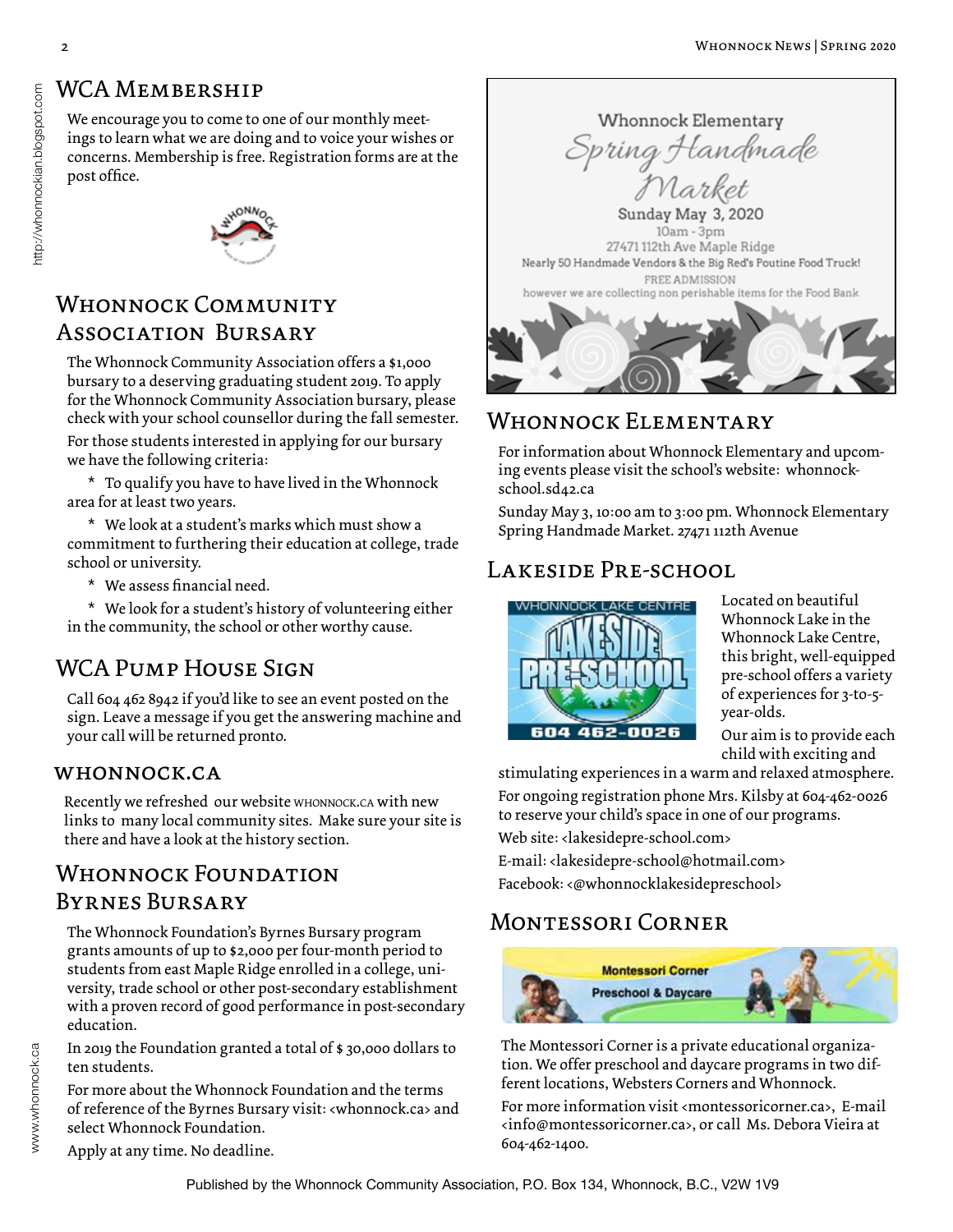## WCA Membership

We encourage you to come to one of our monthly meetings to learn what we are doing and to voice your wishes or concerns. Membership is free. Registration forms are at the post office.

## Whonnock Community Association Bursary

The Whonnock Community Association offers a $1,000 bursary to a deserving graduating student 2019. To apply for the Whonnock Community Association bursary, please check with your school counsellor during the fall semester.

For those students interested in applying for our bursary we have the following criteria:

* To qualify you have to have lived in the Whonnock area for at least two years.
* We look at a student's marks which must show a commitment to furthering their education at college, trade school or university.
* We assess financial need.
* We look for a student's history of volunteering either in the community, the school or other worthy cause.

## WCA Pump House Sign

Call 604 462 8942 if you'd like to see an event posted on the sign. Leave a message if you get the answering machine and your call will be returned pronto.

### whonnock.ca

Recently we refreshed our website whonnock.ca with new links to many local community sites. Make sure your site is there and have a look at the history section.

## Whonnock Foundation Byrnes Bursary

The Whonnock Foundation's Byrnes Bursary program grants amounts of up to $2,000 per four-month period to students from east Maple Ridge enrolled in a college, university, trade school or other post-secondary establishment with a proven record of good performance in post-secondary education.

In 2019 the Foundation granted a total of $ 30,000 dollars to ten students.

For more about the Whonnock Foundation and the terms of reference of the Byrnes Bursary visit: <whonnock.ca> and select Whonnock Foundation.

Apply at any time. No deadline.

Whonnock Elementary

*Spring Handmade Market*

Sunday May 3, 2020

10am - 3pm

27471 112th Ave Maple Ridge

Nearly 50 Handmade Vendors & the Big Red's Poutine Food Truck!

FREE ADMISSION

however we are collecting non perishable items for the Food Bank

## Whonnock Elementary

For information about Whonnock Elementary and upcoming events please visit the school's website: whonnockschool.sd42.ca

Sunday May 3, 10:00 am to 3:00 pm. Whonnock Elementary Spring Handmade Market. 27471 112th Avenue

## Lakeside Pre-school

WHONNOCK LAKE CENTRE LAKESIDE PRE-SCHOOL 604 462-0026

Located on beautiful Whonnock Lake in the Whonnock Lake Centre, this bright, well-equipped pre-school offers a variety of experiences for 3-to-5-year-olds.

Our aim is to provide each child with exciting and stimulating experiences in a warm and relaxed atmosphere.

For ongoing registration phone Mrs. Kilsby at 604-462-0026 to reserve your child's space in one of our programs.

Web site: <lakesidepre-school.com>

E-mail: <lakesidepre-school@hotmail.com>

Facebook: <@whonnocklakesidepreschool>

## Montessori Corner

Montessori Corner Preschool & Daycare

The Montessori Corner is a private educational organization. We offer preschool and daycare programs in two different locations, Websters Corners and Whonnock.

For more information visit <montessoricorner.ca>, E-mail <info@montessoricorner.ca>, or call Ms. Debora Vieira at 604-462-1400.

Published by the Whonnock Community Association, P.O. Box 134, Whonnock, B.C., V2W 1V9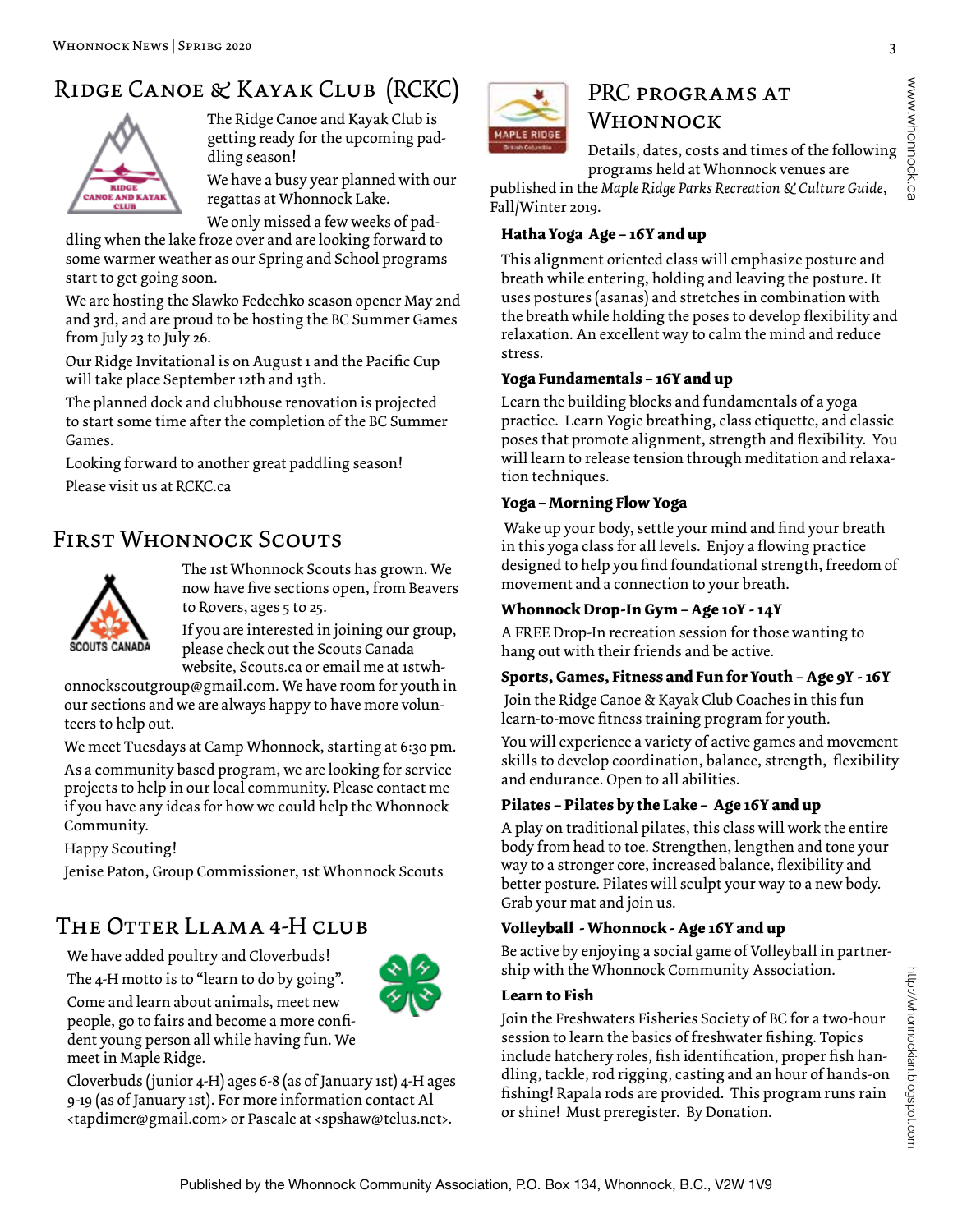## Ridge Canoe & Kayak Club (RCKC)

The Ridge Canoe and Kayak Club is getting ready for the upcoming paddling season!

We have a busy year planned with our regattas at Whonnock Lake.

We only missed a few weeks of paddling when the lake froze over and are looking forward to some warmer weather as our Spring and School programs start to get going soon.

We are hosting the Slawko Fedechko season opener May 2nd and 3rd, and are proud to be hosting the BC Summer Games from July 23 to July 26.

Our Ridge Invitational is on August 1 and the Pacific Cup will take place September 12th and 13th.

The planned dock and clubhouse renovation is projected to start some time after the completion of the BC Summer Games.

Looking forward to another great paddling season!

Please visit us at RCKC.ca

## First Whonnock Scouts

The 1st Whonnock Scouts has grown. We now have five sections open, from Beavers to Rovers, ages 5 to 25.

If you are interested in joining our group, please check out the Scouts Canada website, Scouts.ca or email me at 1stwhonnockscoutgroup@gmail.com. We have room for youth in our sections and we are always happy to have more volunteers to help out.

We meet Tuesdays at Camp Whonnock, starting at 6:30 pm.

As a community based program, we are looking for service projects to help in our local community. Please contact me if you have any ideas for how we could help the Whonnock Community.

Happy Scouting!

Jenise Paton, Group Commissioner, 1st Whonnock Scouts

## The Otter Llama 4-H club

We have added poultry and Cloverbuds!

The 4-H motto is to "learn to do by going".

Come and learn about animals, meet new people, go to fairs and become a more confident young person all while having fun. We meet in Maple Ridge.

Cloverbuds (junior 4-H) ages 6-8 (as of January 1st) 4-H ages 9-19 (as of January 1st). For more information contact Al <tapdimer@gmail.com> or Pascale at <spshaw@telus.net>.

## PRC programs at Whonnock

Details, dates, costs and times of the following programs held at Whonnock venues are published in the *Maple Ridge Parks Recreation & Culture Guide*, Fall/Winter 2019.

**Hatha Yoga Age – 16Y and up**

This alignment oriented class will emphasize posture and breath while entering, holding and leaving the posture. It uses postures (asanas) and stretches in combination with the breath while holding the poses to develop flexibility and relaxation. An excellent way to calm the mind and reduce stress.

**Yoga Fundamentals – 16Y and up**

Learn the building blocks and fundamentals of a yoga practice. Learn Yogic breathing, class etiquette, and classic poses that promote alignment, strength and flexibility. You will learn to release tension through meditation and relaxation techniques.

**Yoga – Morning Flow Yoga**

Wake up your body, settle your mind and find your breath in this yoga class for all levels. Enjoy a flowing practice designed to help you find foundational strength, freedom of movement and a connection to your breath.

**Whonnock Drop-In Gym – Age 10Y - 14Y**

A FREE Drop-In recreation session for those wanting to hang out with their friends and be active.

**Sports, Games, Fitness and Fun for Youth – Age 9Y - 16Y**

Join the Ridge Canoe & Kayak Club Coaches in this fun learn-to-move fitness training program for youth.

You will experience a variety of active games and movement skills to develop coordination, balance, strength, flexibility and endurance. Open to all abilities.

**Pilates – Pilates by the Lake – Age 16Y and up**

A play on traditional pilates, this class will work the entire body from head to toe. Strengthen, lengthen and tone your way to a stronger core, increased balance, flexibility and better posture. Pilates will sculpt your way to a new body. Grab your mat and join us.

**Volleyball - Whonnock - Age 16Y and up**

Be active by enjoying a social game of Volleyball in partnership with the Whonnock Community Association.

**Learn to Fish**

Join the Freshwaters Fisheries Society of BC for a two-hour session to learn the basics of freshwater fishing. Topics include hatchery roles, fish identification, proper fish handling, tackle, rod rigging, casting and an hour of hands-on fishing! Rapala rods are provided. This program runs rain or shine! Must preregister. By Donation.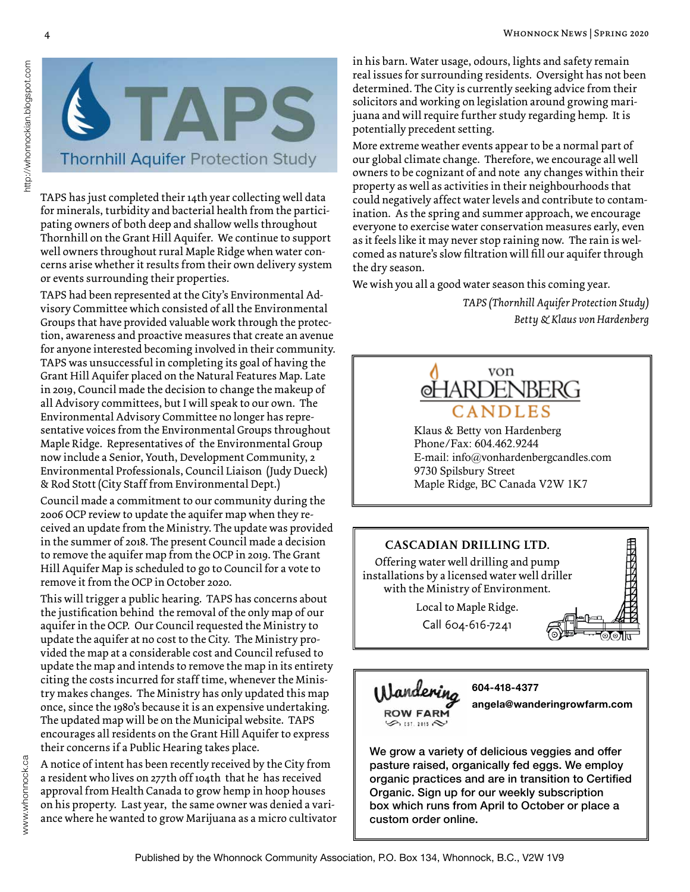# TAPS

Thornhill Aquifer Protection Study

TAPS has just completed their 14th year collecting well data for minerals, turbidity and bacterial health from the participating owners of both deep and shallow wells throughout Thornhill on the Grant Hill Aquifer. We continue to support well owners throughout rural Maple Ridge when water concerns arise whether it results from their own delivery system or events surrounding their properties.

TAPS had been represented at the City's Environmental Advisory Committee which consisted of all the Environmental Groups that have provided valuable work through the protection, awareness and proactive measures that create an avenue for anyone interested becoming involved in their community. TAPS was unsuccessful in completing its goal of having the Grant Hill Aquifer placed on the Natural Features Map. Late in 2019, Council made the decision to change the makeup of all Advisory committees, but I will speak to our own. The Environmental Advisory Committee no longer has representative voices from the Environmental Groups throughout Maple Ridge. Representatives of the Environmental Group now include a Senior, Youth, Development Community, 2 Environmental Professionals, Council Liaison (Judy Dueck) & Rod Stott (City Staff from Environmental Dept.)

Council made a commitment to our community during the 2006 OCP review to update the aquifer map when they received an update from the Ministry. The update was provided in the summer of 2018. The present Council made a decision to remove the aquifer map from the OCP in 2019. The Grant Hill Aquifer Map is scheduled to go to Council for a vote to remove it from the OCP in October 2020.

This will trigger a public hearing. TAPS has concerns about the justification behind the removal of the only map of our aquifer in the OCP. Our Council requested the Ministry to update the aquifer at no cost to the City. The Ministry provided the map at a considerable cost and Council refused to update the map and intends to remove the map in its entirety citing the costs incurred for staff time, whenever the Ministry makes changes. The Ministry has only updated this map once, since the 1980's because it is an expensive undertaking. The updated map will be on the Municipal website. TAPS encourages all residents on the Grant Hill Aquifer to express their concerns if a Public Hearing takes place.

A notice of intent has been recently received by the City from a resident who lives on 277th off 104th that he has received approval from Health Canada to grow hemp in hoop houses on his property. Last year, the same owner was denied a variance where he wanted to grow Marijuana as a micro cultivator in his barn. Water usage, odours, lights and safety remain real issues for surrounding residents. Oversight has not been determined. The City is currently seeking advice from their solicitors and working on legislation around growing marijuana and will require further study regarding hemp. It is potentially precedent setting.

More extreme weather events appear to be a normal part of our global climate change. Therefore, we encourage all well owners to be cognizant of and note any changes within their property as well as activities in their neighbourhoods that could negatively affect water levels and contribute to contamination. As the spring and summer approach, we encourage everyone to exercise water conservation measures early, even as it feels like it may never stop raining now. The rain is welcomed as nature's slow filtration will fill our aquifer through the dry season.

We wish you all a good water season this coming year.

*TAPS (Thornhill Aquifer Protection Study)*
*Betty & Klaus von Hardenberg*

---

**von HARDENBERG CANDLES**

Klaus & Betty von Hardenberg
Phone/Fax: 604.462.9244
E-mail: info@vonhardenbergcandles.com
9730 Spilsbury Street
Maple Ridge, BC Canada V2W 1K7

---

**CASCADIAN DRILLING LTD.**

Offering water well drilling and pump installations by a licensed water well driller with the Ministry of Environment.

Local to Maple Ridge.

Call 604-616-7241

---

**Wandering ROW FARM** EST. 2015

**604-418-4377**
**angela@wanderingrowfarm.com**

We grow a variety of delicious veggies and offer pasture raised, organically fed eggs. We employ organic practices and are in transition to Certified Organic. Sign up for our weekly subscription box which runs from April to October or place a custom order online.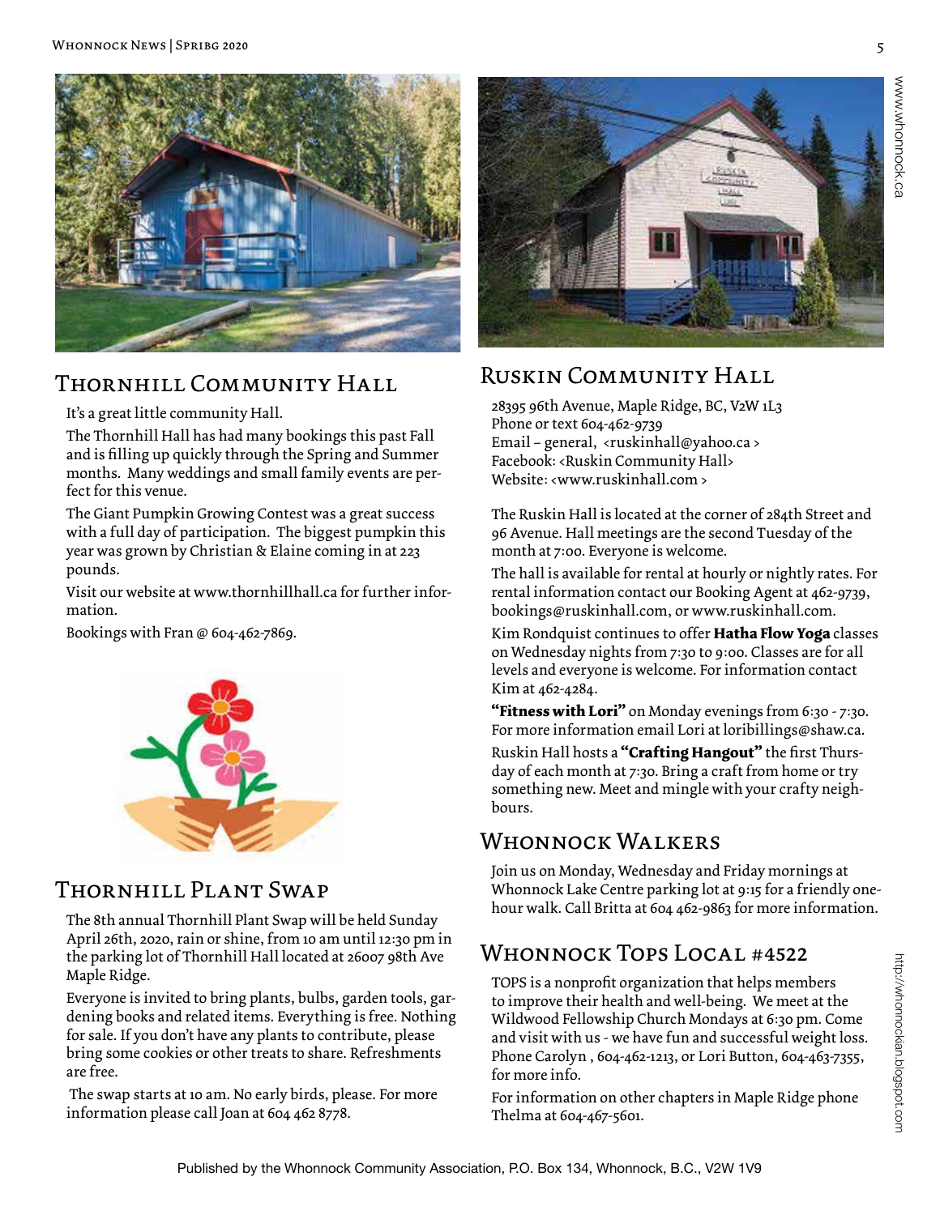## Thornhill Community Hall

It's a great little community Hall.

The Thornhill Hall has had many bookings this past Fall and is filling up quickly through the Spring and Summer months. Many weddings and small family events are perfect for this venue.

The Giant Pumpkin Growing Contest was a great success with a full day of participation. The biggest pumpkin this year was grown by Christian & Elaine coming in at 223 pounds.

Visit our website at www.thornhillhall.ca for further information.

Bookings with Fran @ 604-462-7869.

## Thornhill Plant Swap

The 8th annual Thornhill Plant Swap will be held Sunday April 26th, 2020, rain or shine, from 10 am until 12:30 pm in the parking lot of Thornhill Hall located at 26007 98th Ave Maple Ridge.

Everyone is invited to bring plants, bulbs, garden tools, gardening books and related items. Everything is free. Nothing for sale. If you don't have any plants to contribute, please bring some cookies or other treats to share. Refreshments are free.

The swap starts at 10 am. No early birds, please. For more information please call Joan at 604 462 8778.

## Ruskin Community Hall

28395 96th Avenue, Maple Ridge, BC, V2W 1L3
Phone or text 604-462-9739
Email – general, <ruskinhall@yahoo.ca >
Facebook: <Ruskin Community Hall>
Website: <www.ruskinhall.com >

The Ruskin Hall is located at the corner of 284th Street and 96 Avenue. Hall meetings are the second Tuesday of the month at 7:00. Everyone is welcome.

The hall is available for rental at hourly or nightly rates. For rental information contact our Booking Agent at 462-9739, bookings@ruskinhall.com, or www.ruskinhall.com.

Kim Rondquist continues to offer **Hatha Flow Yoga** classes on Wednesday nights from 7:30 to 9:00. Classes are for all levels and everyone is welcome. For information contact Kim at 462-4284.

**"Fitness with Lori"** on Monday evenings from 6:30 - 7:30. For more information email Lori at loribillings@shaw.ca.

Ruskin Hall hosts a **"Crafting Hangout"** the first Thursday of each month at 7:30. Bring a craft from home or try something new. Meet and mingle with your crafty neighbours.

## Whonnock Walkers

Join us on Monday, Wednesday and Friday mornings at Whonnock Lake Centre parking lot at 9:15 for a friendly one-hour walk. Call Britta at 604 462-9863 for more information.

## Whonnock Tops Local #4522

TOPS is a nonprofit organization that helps members to improve their health and well-being. We meet at the Wildwood Fellowship Church Mondays at 6:30 pm. Come and visit with us - we have fun and successful weight loss. Phone Carolyn , 604-462-1213, or Lori Button, 604-463-7355, for more info.

For information on other chapters in Maple Ridge phone Thelma at 604-467-5601.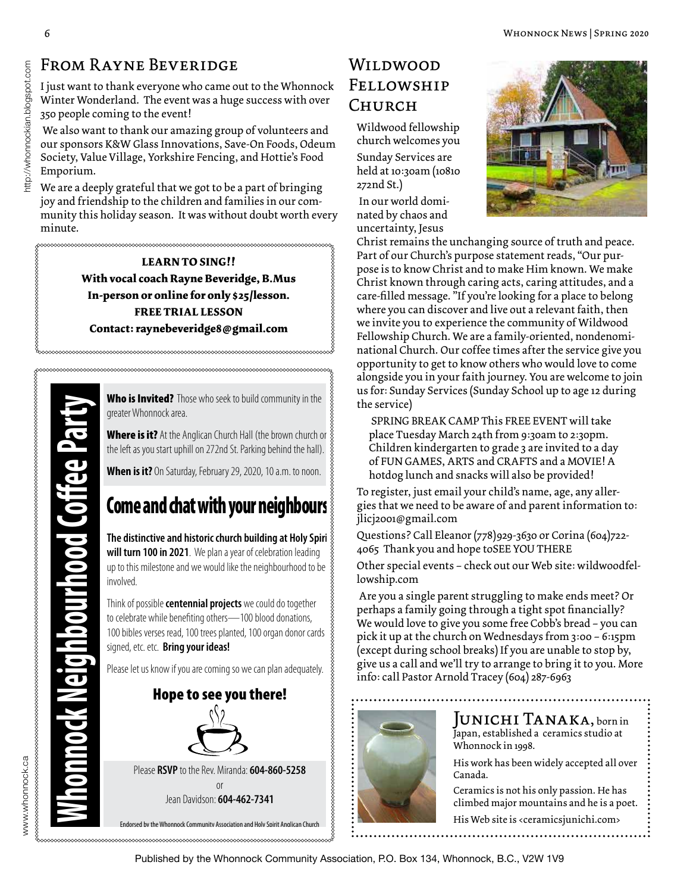## From Rayne Beveridge

I just want to thank everyone who came out to the Whonnock Winter Wonderland. The event was a huge success with over 350 people coming to the event!

We also want to thank our amazing group of volunteers and our sponsors K&W Glass Innovations, Save-On Foods, Odeum Society, Value Village, Yorkshire Fencing, and Hottie's Food Emporium.

We are a deeply grateful that we got to be a part of bringing joy and friendship to the children and families in our community this holiday season. It was without doubt worth every minute.

**LEARN TO SING!!**
**With vocal coach Rayne Beveridge, B.Mus**
**In-person or online for only $25/lesson.**
**FREE TRIAL LESSON**
**Contact: raynebeveridge8@gmail.com**

## Whonnock Neighbourhood Coffee Party

**Who is Invited?** Those who seek to build community in the greater Whonnock area.

**Where is it?** At the Anglican Church Hall (the brown church on the left as you start uphill on 272nd St. Parking behind the hall).

**When is it?** On Saturday, February 29, 2020, 10 a.m. to noon.

### Come and chat with your neighbours

**The distinctive and historic church building at Holy Spirit will turn 100 in 2021**. We plan a year of celebration leading up to this milestone and we would like the neighbourhood to be involved.

Think of possible **centennial projects** we could do together to celebrate while benefiting others—100 blood donations, 100 bibles verses read, 100 trees planted, 100 organ donor cards signed, etc. etc. **Bring your ideas!**

Please let us know if you are coming so we can plan adequately.

**Hope to see you there!**

Please **RSVP** to the Rev. Miranda: **604-860-5258**
or
Jean Davidson: **604-462-7341**

Endorsed by the Whonnock Community Association and Holy Spirit Anglican Church

## Wildwood Fellowship Church

Wildwood fellowship church welcomes you

Sunday Services are held at 10:30am (10810 272nd St.)

In our world dominated by chaos and uncertainty, Jesus Christ remains the unchanging source of truth and peace. Part of our Church's purpose statement reads, "Our purpose is to know Christ and to make Him known. We make Christ known through caring acts, caring attitudes, and a care-filled message. "If you're looking for a place to belong where you can discover and live out a relevant faith, then we invite you to experience the community of Wildwood Fellowship Church. We are a family-oriented, nondenominational Church. Our coffee times after the service give you opportunity to get to know others who would love to come alongside you in your faith journey. You are welcome to join us for: Sunday Services (Sunday School up to age 12 during the service)

SPRING BREAK CAMP This FREE EVENT will take place Tuesday March 24th from 9:30am to 2:30pm. Children kindergarten to grade 3 are invited to a day of FUN GAMES, ARTS and CRAFTS and a MOVIE! A hotdog lunch and snacks will also be provided!

To register, just email your child's name, age, any allergies that we need to be aware of and parent information to: jlicj2001@gmail.com

Questions? Call Eleanor (778)929-3630 or Corina (604)722-4065 Thank you and hope toSEE YOU THERE

Other special events – check out our Web site: wildwoodfellowship.com

Are you a single parent struggling to make ends meet? Or perhaps a family going through a tight spot financially? We would love to give you some free Cobb's bread – you can pick it up at the church on Wednesdays from 3:00 – 6:15pm (except during school breaks) If you are unable to stop by, give us a call and we'll try to arrange to bring it to you. More info: call Pastor Arnold Tracey (604) 287-6963

**Junichi Tanaka,** born in Japan, established a ceramics studio at Whonnock in 1998.

His work has been widely accepted all over Canada.

Ceramics is not his only passion. He has climbed major mountains and he is a poet.

His Web site is <ceramicsjunichi.com>

Published by the Whonnock Community Association, P.O. Box 134, Whonnock, B.C., V2W 1V9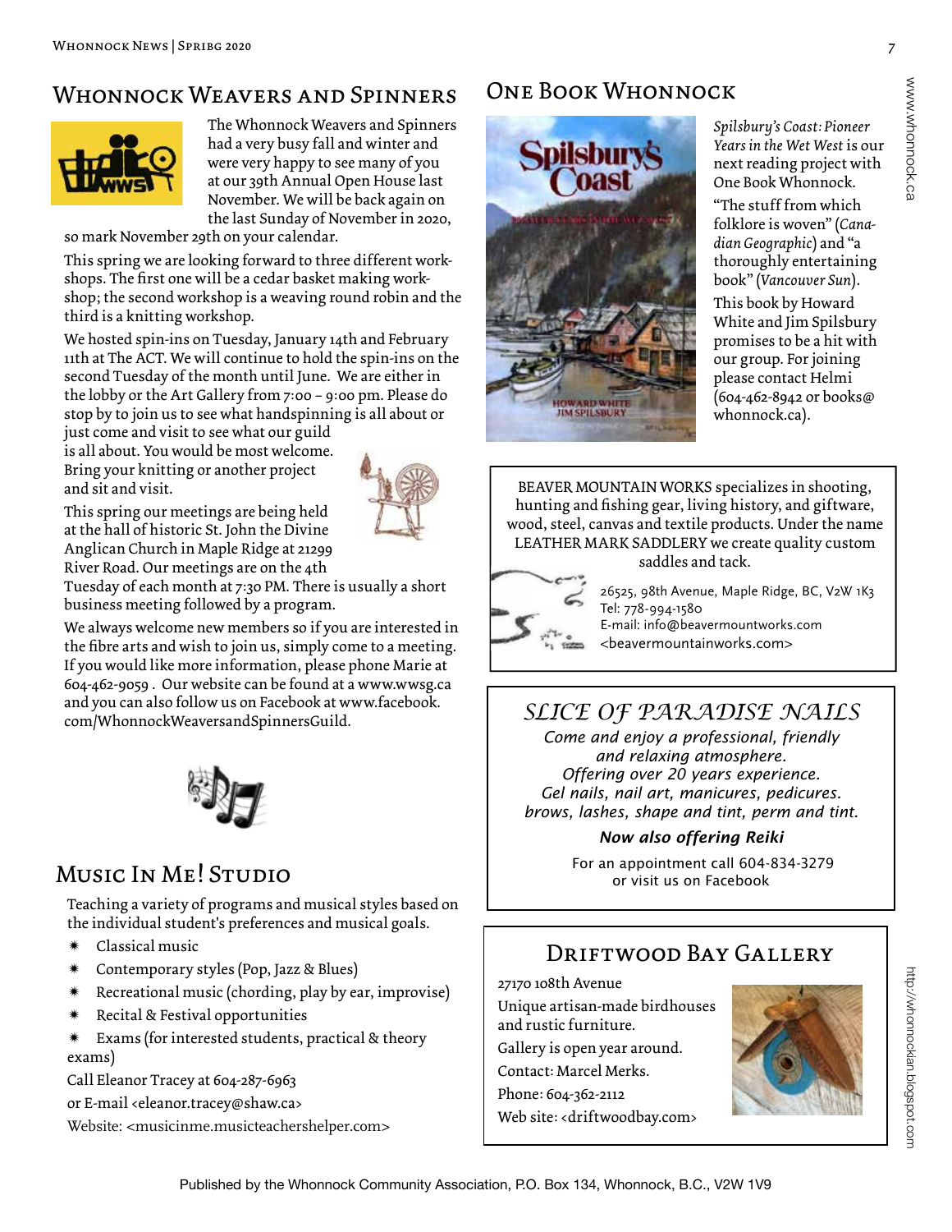## Whonnock Weavers and Spinners

The Whonnock Weavers and Spinners had a very busy fall and winter and were very happy to see many of you at our 39th Annual Open House last November. We will be back again on the last Sunday of November in 2020, so mark November 29th on your calendar.

This spring we are looking forward to three different workshops. The first one will be a cedar basket making workshop; the second workshop is a weaving round robin and the third is a knitting workshop.

We hosted spin-ins on Tuesday, January 14th and February 11th at The ACT. We will continue to hold the spin-ins on the second Tuesday of the month until June. We are either in the lobby or the Art Gallery from 7:00 – 9:00 pm. Please do stop by to join us to see what handspinning is all about or just come and visit to see what our guild is all about. You would be most welcome. Bring your knitting or another project and sit and visit.

This spring our meetings are being held at the hall of historic St. John the Divine Anglican Church in Maple Ridge at 21299 River Road. Our meetings are on the 4th Tuesday of each month at 7:30 PM. There is usually a short business meeting followed by a program.

We always welcome new members so if you are interested in the fibre arts and wish to join us, simply come to a meeting. If you would like more information, please phone Marie at 604-462-9059 . Our website can be found at a www.wwsg.ca and you can also follow us on Facebook at www.facebook.com/WhonnockWeaversandSpinnersGuild.

## Music In Me! Studio

Teaching a variety of programs and musical styles based on the individual student's preferences and musical goals.

- Classical music
- Contemporary styles (Pop, Jazz & Blues)
- Recreational music (chording, play by ear, improvise)
- Recital & Festival opportunities
- Exams (for interested students, practical & theory exams)

Call Eleanor Tracey at 604-287-6963

or E-mail <eleanor.tracey@shaw.ca>

Website: <musicinme.musicteachershelper.com>

## One Book Whonnock

*Spilsbury's Coast: Pioneer Years in the Wet West* is our next reading project with One Book Whonnock.

"The stuff from which folklore is woven" (*Canadian Geographic*) and "a thoroughly entertaining book" (*Vancouver Sun*).

This book by Howard White and Jim Spilsbury promises to be a hit with our group. For joining please contact Helmi (604-462-8942 or books@whonnock.ca).

BEAVER MOUNTAIN WORKS specializes in shooting, hunting and fishing gear, living history, and giftware, wood, steel, canvas and textile products. Under the name LEATHER MARK SADDLERY we create quality custom saddles and tack.

26525, 98th Avenue, Maple Ridge, BC, V2W 1K3
Tel: 778-994-1580
E-mail: info@beavermountworks.com
<beavermountainworks.com>

## *SLICE OF PARADISE NAILS*

*Come and enjoy a professional, friendly and relaxing atmosphere.*
*Offering over 20 years experience.*
*Gel nails, nail art, manicures, pedicures.*
*brows, lashes, shape and tint, perm and tint.*

***Now also offering Reiki***

For an appointment call 604-834-3279
or visit us on Facebook

## Driftwood Bay Gallery

27170 108th Avenue

Unique artisan-made birdhouses and rustic furniture.

Gallery is open year around.

Contact: Marcel Merks.

Phone: 604-362-2112

Web site: <driftwoodbay.com>

Published by the Whonnock Community Association, P.O. Box 134, Whonnock, B.C., V2W 1V9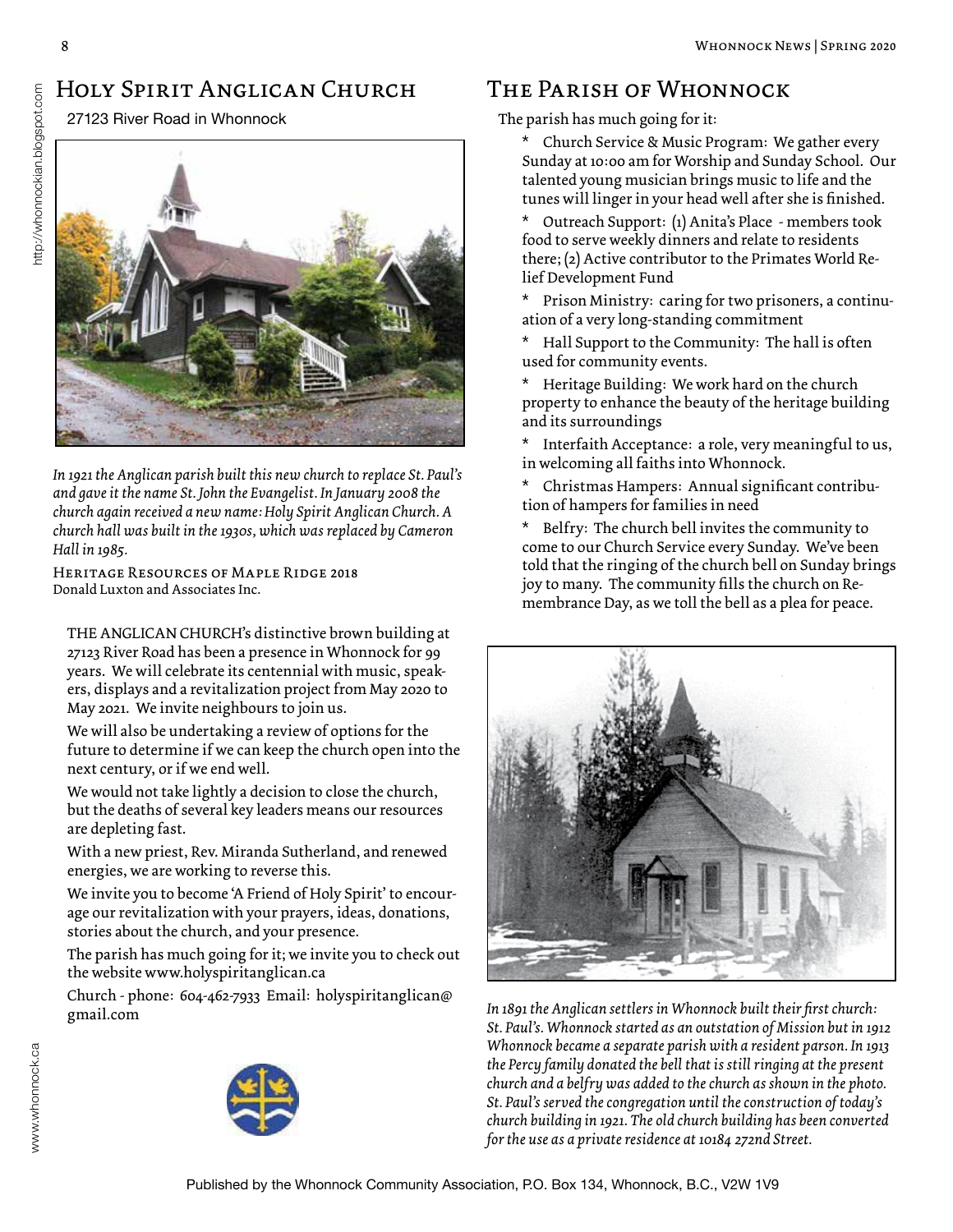# Holy Spirit Anglican Church

27123 River Road in Whonnock

*In 1921 the Anglican parish built this new church to replace St. Paul's and gave it the name St. John the Evangelist. In January 2008 the church again received a new name: Holy Spirit Anglican Church. A church hall was built in the 1930s, which was replaced by Cameron Hall in 1985.*

Heritage Resources of Maple Ridge 2018
Donald Luxton and Associates Inc.

THE ANGLICAN CHURCH's distinctive brown building at 27123 River Road has been a presence in Whonnock for 99 years. We will celebrate its centennial with music, speakers, displays and a revitalization project from May 2020 to May 2021. We invite neighbours to join us.

We will also be undertaking a review of options for the future to determine if we can keep the church open into the next century, or if we end well.

We would not take lightly a decision to close the church, but the deaths of several key leaders means our resources are depleting fast.

With a new priest, Rev. Miranda Sutherland, and renewed energies, we are working to reverse this.

We invite you to become 'A Friend of Holy Spirit' to encourage our revitalization with your prayers, ideas, donations, stories about the church, and your presence.

The parish has much going for it; we invite you to check out the website www.holyspiritanglican.ca

Church - phone: 604-462-7933 Email: holyspiritanglican@gmail.com

# The Parish of Whonnock

The parish has much going for it:

* Church Service & Music Program: We gather every Sunday at 10:00 am for Worship and Sunday School. Our talented young musician brings music to life and the tunes will linger in your head well after she is finished.

* Outreach Support: (1) Anita's Place - members took food to serve weekly dinners and relate to residents there; (2) Active contributor to the Primates World Relief Development Fund

* Prison Ministry: caring for two prisoners, a continuation of a very long-standing commitment

* Hall Support to the Community: The hall is often used for community events.

* Heritage Building: We work hard on the church property to enhance the beauty of the heritage building and its surroundings

* Interfaith Acceptance: a role, very meaningful to us, in welcoming all faiths into Whonnock.

* Christmas Hampers: Annual significant contribution of hampers for families in need

* Belfry: The church bell invites the community to come to our Church Service every Sunday. We've been told that the ringing of the church bell on Sunday brings joy to many. The community fills the church on Remembrance Day, as we toll the bell as a plea for peace.

*In 1891 the Anglican settlers in Whonnock built their first church: St. Paul's. Whonnock started as an outstation of Mission but in 1912 Whonnock became a separate parish with a resident parson. In 1913 the Percy family donated the bell that is still ringing at the present church and a belfry was added to the church as shown in the photo. St. Paul's served the congregation until the construction of today's church building in 1921. The old church building has been converted for the use as a private residence at 10184 272nd Street.*